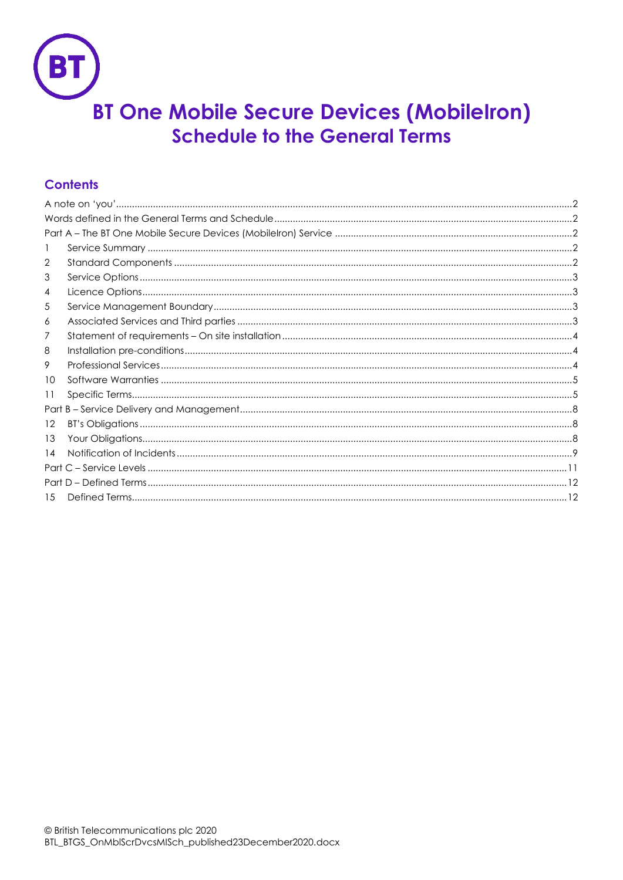# BT One Mobile Secure Devices (MobileIron)
## Schedule to the General Terms

### Contents

A note on 'you' ... 2
Words defined in the General Terms and Schedule ... 2
Part A – The BT One Mobile Secure Devices (MobileIron) Service ... 2
1 Service Summary ... 2
2 Standard Components ... 2
3 Service Options ... 3
4 Licence Options ... 3
5 Service Management Boundary ... 3
6 Associated Services and Third parties ... 3
7 Statement of requirements – On site installation ... 4
8 Installation pre-conditions ... 4
9 Professional Services ... 4
10 Software Warranties ... 5
11 Specific Terms ... 5
Part B – Service Delivery and Management ... 8
12 BT's Obligations ... 8
13 Your Obligations ... 8
14 Notification of Incidents ... 9
Part C – Service Levels ... 11
Part D – Defined Terms ... 12
15 Defined Terms ... 12

© British Telecommunications plc 2020
BTL_BTGS_OnMblScrDvcsMISch_published23December2020.docx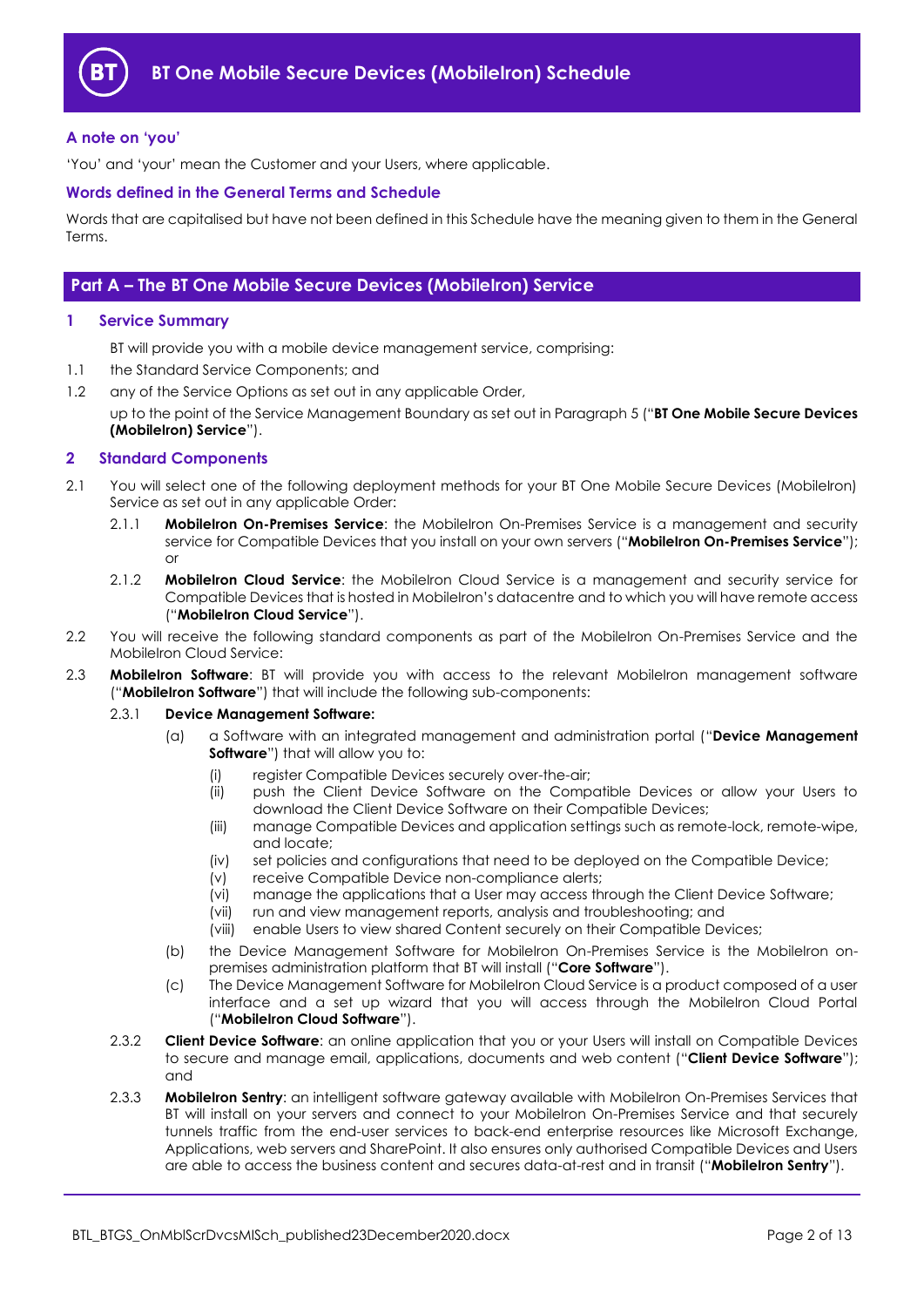# BT One Mobile Secure Devices (MobileIron) Schedule

### A note on 'you'

'You' and 'your' mean the Customer and your Users, where applicable.

### Words defined in the General Terms and Schedule

Words that are capitalised but have not been defined in this Schedule have the meaning given to them in the General Terms.

## Part A – The BT One Mobile Secure Devices (MobileIron) Service

### 1 Service Summary

BT will provide you with a mobile device management service, comprising:

1.1 the Standard Service Components; and

1.2 any of the Service Options as set out in any applicable Order,

up to the point of the Service Management Boundary as set out in Paragraph 5 ("**BT One Mobile Secure Devices (MobileIron) Service**").

### 2 Standard Components

2.1 You will select one of the following deployment methods for your BT One Mobile Secure Devices (MobileIron) Service as set out in any applicable Order:

2.1.1 **MobileIron On-Premises Service**: the MobileIron On-Premises Service is a management and security service for Compatible Devices that you install on your own servers ("**MobileIron On-Premises Service**"); or

2.1.2 **MobileIron Cloud Service**: the MobileIron Cloud Service is a management and security service for Compatible Devices that is hosted in MobileIron's datacentre and to which you will have remote access ("**MobileIron Cloud Service**").

2.2 You will receive the following standard components as part of the MobileIron On-Premises Service and the MobileIron Cloud Service:

2.3 **MobileIron Software**: BT will provide you with access to the relevant MobileIron management software ("**MobileIron Software**") that will include the following sub-components:

2.3.1 **Device Management Software:**

(a) a Software with an integrated management and administration portal ("**Device Management Software**") that will allow you to:

(i) register Compatible Devices securely over-the-air;

(ii) push the Client Device Software on the Compatible Devices or allow your Users to download the Client Device Software on their Compatible Devices;

(iii) manage Compatible Devices and application settings such as remote-lock, remote-wipe, and locate;

(iv) set policies and configurations that need to be deployed on the Compatible Device;

(v) receive Compatible Device non-compliance alerts;

(vi) manage the applications that a User may access through the Client Device Software;

(vii) run and view management reports, analysis and troubleshooting; and

(viii) enable Users to view shared Content securely on their Compatible Devices;

(b) the Device Management Software for MobileIron On-Premises Service is the MobileIron on-premises administration platform that BT will install ("**Core Software**").

(c) The Device Management Software for MobileIron Cloud Service is a product composed of a user interface and a set up wizard that you will access through the MobileIron Cloud Portal ("**MobileIron Cloud Software**").

2.3.2 **Client Device Software**: an online application that you or your Users will install on Compatible Devices to secure and manage email, applications, documents and web content ("**Client Device Software**"); and

2.3.3 **MobileIron Sentry**: an intelligent software gateway available with MobileIron On-Premises Services that BT will install on your servers and connect to your MobileIron On-Premises Service and that securely tunnels traffic from the end-user services to back-end enterprise resources like Microsoft Exchange, Applications, web servers and SharePoint. It also ensures only authorised Compatible Devices and Users are able to access the business content and secures data-at-rest and in transit ("**MobileIron Sentry**").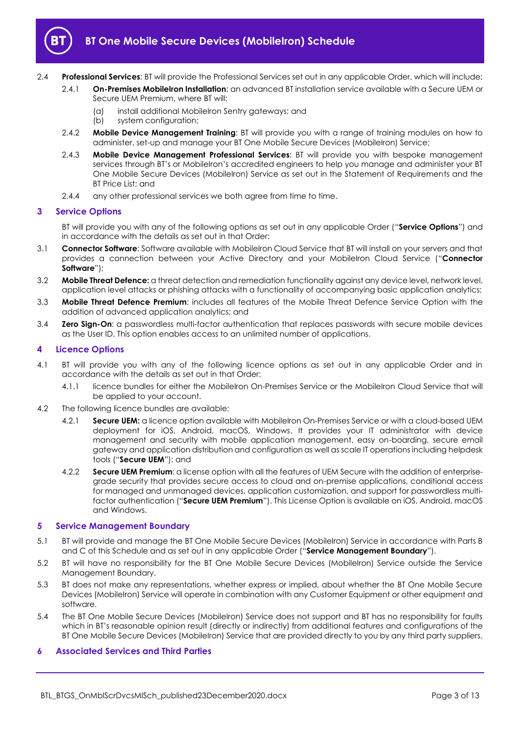2.4 **Professional Services**: BT will provide the Professional Services set out in any applicable Order, which will include:

2.4.1 **On-Premises MobileIron Installation**: an advanced BT installation service available with a Secure UEM or Secure UEM Premium, where BT will:

(a) install additional MobileIron Sentry gateways; and

(b) system configuration;

2.4.2 **Mobile Device Management Training**: BT will provide you with a range of training modules on how to administer, set-up and manage your BT One Mobile Secure Devices (MobileIron) Service;

2.4.3 **Mobile Device Management Professional Services**: BT will provide you with bespoke management services through BT's or MobileIron's accredited engineers to help you manage and administer your BT One Mobile Secure Devices (MobileIron) Service as set out in the Statement of Requirements and the BT Price List; and

2.4.4 any other professional services we both agree from time to time.

## 3 Service Options

BT will provide you with any of the following options as set out in any applicable Order ("**Service Options**") and in accordance with the details as set out in that Order:

3.1 **Connector Software**: Software available with MobileIron Cloud Service that BT will install on your servers and that provides a connection between your Active Directory and your MobileIron Cloud Service ("**Connector Software**");

3.2 **Mobile Threat Defence:** a threat detection and remediation functionality against any device level, network level, application level attacks or phishing attacks with a functionality of accompanying basic application analytics;

3.3 **Mobile Threat Defence Premium**: includes all features of the Mobile Threat Defence Service Option with the addition of advanced application analytics; and

3.4 **Zero Sign-On**: a passwordless multi-factor authentication that replaces passwords with secure mobile devices as the User ID. This option enables access to an unlimited number of applications.

## 4 Licence Options

4.1 BT will provide you with any of the following licence options as set out in any applicable Order and in accordance with the details as set out in that Order:

4.1.1 licence bundles for either the MobileIron On-Premises Service or the MobileIron Cloud Service that will be applied to your account.

4.2 The following licence bundles are available:

4.2.1 **Secure UEM:** a licence option available with MobileIron On-Premises Service or with a cloud-based UEM deployment for iOS, Android, macOS, Windows. It provides your IT administrator with device management and security with mobile application management, easy on-boarding, secure email gateway and application distribution and configuration as well as scale IT operations including helpdesk tools ("**Secure UEM**"); and

4.2.2 **Secure UEM Premium**: a license option with all the features of UEM Secure with the addition of enterprise-grade security that provides secure access to cloud and on-premise applications, conditional access for managed and unmanaged devices, application customization, and support for passwordless multi-factor authentication ("**Secure UEM Premium**"). This License Option is available on iOS, Android, macOS and Windows.

## 5 Service Management Boundary

5.1 BT will provide and manage the BT One Mobile Secure Devices (MobileIron) Service in accordance with Parts B and C of this Schedule and as set out in any applicable Order ("**Service Management Boundary**").

5.2 BT will have no responsibility for the BT One Mobile Secure Devices (MobileIron) Service outside the Service Management Boundary.

5.3 BT does not make any representations, whether express or implied, about whether the BT One Mobile Secure Devices (MobileIron) Service will operate in combination with any Customer Equipment or other equipment and software.

5.4 The BT One Mobile Secure Devices (MobileIron) Service does not support and BT has no responsibility for faults which in BT's reasonable opinion result (directly or indirectly) from additional features and configurations of the BT One Mobile Secure Devices (MobileIron) Service that are provided directly to you by any third party suppliers.

## 6 Associated Services and Third Parties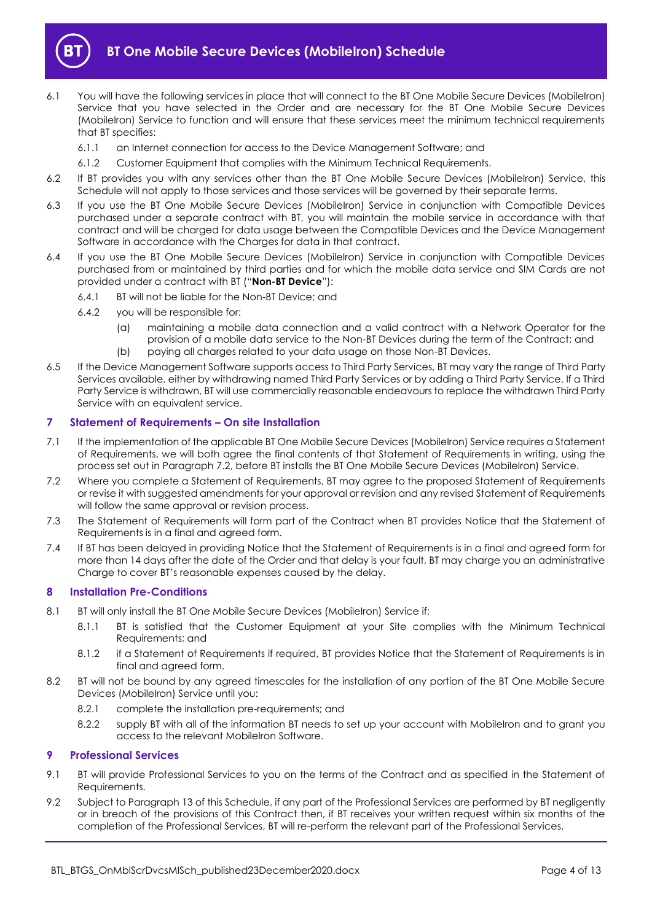6.1 You will have the following services in place that will connect to the BT One Mobile Secure Devices (MobileIron) Service that you have selected in the Order and are necessary for the BT One Mobile Secure Devices (MobileIron) Service to function and will ensure that these services meet the minimum technical requirements that BT specifies:

6.1.1 an Internet connection for access to the Device Management Software; and

6.1.2 Customer Equipment that complies with the Minimum Technical Requirements.

6.2 If BT provides you with any services other than the BT One Mobile Secure Devices (MobileIron) Service, this Schedule will not apply to those services and those services will be governed by their separate terms.

6.3 If you use the BT One Mobile Secure Devices (MobileIron) Service in conjunction with Compatible Devices purchased under a separate contract with BT, you will maintain the mobile service in accordance with that contract and will be charged for data usage between the Compatible Devices and the Device Management Software in accordance with the Charges for data in that contract.

6.4 If you use the BT One Mobile Secure Devices (MobileIron) Service in conjunction with Compatible Devices purchased from or maintained by third parties and for which the mobile data service and SIM Cards are not provided under a contract with BT ("**Non-BT Device**"):

6.4.1 BT will not be liable for the Non-BT Device; and

6.4.2 you will be responsible for:

(a) maintaining a mobile data connection and a valid contract with a Network Operator for the provision of a mobile data service to the Non-BT Devices during the term of the Contract; and

(b) paying all charges related to your data usage on those Non-BT Devices.

6.5 If the Device Management Software supports access to Third Party Services, BT may vary the range of Third Party Services available, either by withdrawing named Third Party Services or by adding a Third Party Service. If a Third Party Service is withdrawn, BT will use commercially reasonable endeavours to replace the withdrawn Third Party Service with an equivalent service.

## 7 Statement of Requirements – On site Installation

7.1 If the implementation of the applicable BT One Mobile Secure Devices (MobileIron) Service requires a Statement of Requirements, we will both agree the final contents of that Statement of Requirements in writing, using the process set out in Paragraph 7.2, before BT installs the BT One Mobile Secure Devices (MobileIron) Service.

7.2 Where you complete a Statement of Requirements, BT may agree to the proposed Statement of Requirements or revise it with suggested amendments for your approval or revision and any revised Statement of Requirements will follow the same approval or revision process.

7.3 The Statement of Requirements will form part of the Contract when BT provides Notice that the Statement of Requirements is in a final and agreed form.

7.4 If BT has been delayed in providing Notice that the Statement of Requirements is in a final and agreed form for more than 14 days after the date of the Order and that delay is your fault, BT may charge you an administrative Charge to cover BT's reasonable expenses caused by the delay.

## 8 Installation Pre-Conditions

8.1 BT will only install the BT One Mobile Secure Devices (MobileIron) Service if:

8.1.1 BT is satisfied that the Customer Equipment at your Site complies with the Minimum Technical Requirements; and

8.1.2 if a Statement of Requirements if required, BT provides Notice that the Statement of Requirements is in final and agreed form.

8.2 BT will not be bound by any agreed timescales for the installation of any portion of the BT One Mobile Secure Devices (MobileIron) Service until you:

8.2.1 complete the installation pre-requirements; and

8.2.2 supply BT with all of the information BT needs to set up your account with MobileIron and to grant you access to the relevant MobileIron Software.

## 9 Professional Services

9.1 BT will provide Professional Services to you on the terms of the Contract and as specified in the Statement of Requirements.

9.2 Subject to Paragraph 13 of this Schedule, if any part of the Professional Services are performed by BT negligently or in breach of the provisions of this Contract then, if BT receives your written request within six months of the completion of the Professional Services, BT will re-perform the relevant part of the Professional Services.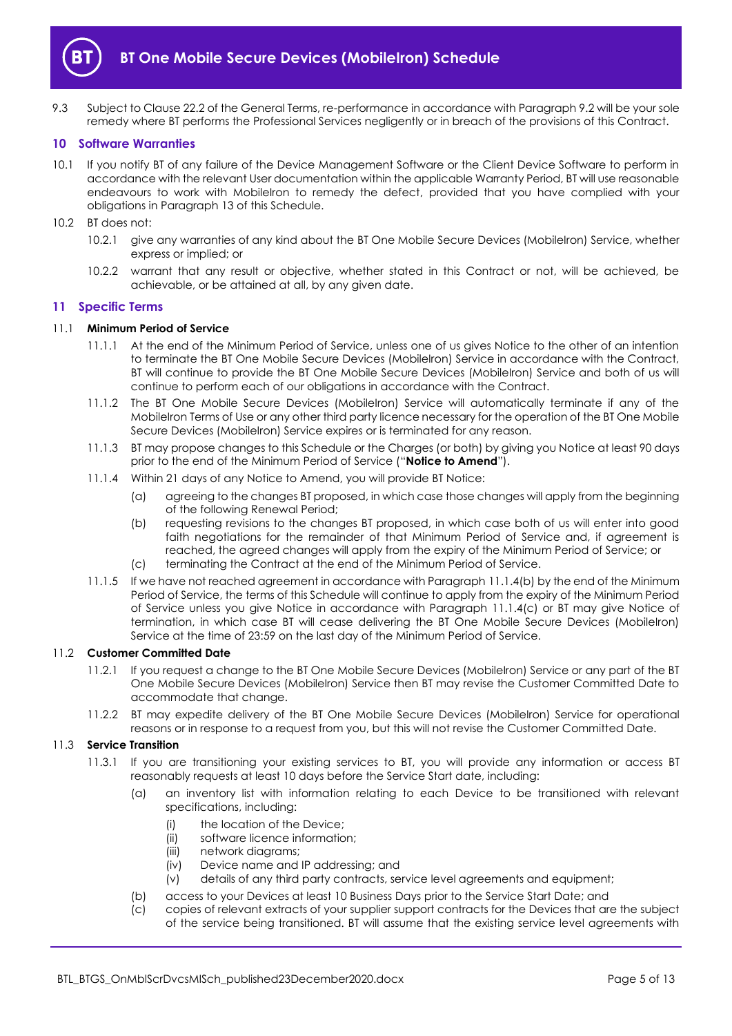9.3 Subject to Clause 22.2 of the General Terms, re-performance in accordance with Paragraph 9.2 will be your sole remedy where BT performs the Professional Services negligently or in breach of the provisions of this Contract.

## 10 Software Warranties

10.1 If you notify BT of any failure of the Device Management Software or the Client Device Software to perform in accordance with the relevant User documentation within the applicable Warranty Period, BT will use reasonable endeavours to work with MobileIron to remedy the defect, provided that you have complied with your obligations in Paragraph 13 of this Schedule.

10.2 BT does not:

- 10.2.1 give any warranties of any kind about the BT One Mobile Secure Devices (MobileIron) Service, whether express or implied; or
- 10.2.2 warrant that any result or objective, whether stated in this Contract or not, will be achieved, be achievable, or be attained at all, by any given date.

## 11 Specific Terms

### 11.1 Minimum Period of Service

- 11.1.1 At the end of the Minimum Period of Service, unless one of us gives Notice to the other of an intention to terminate the BT One Mobile Secure Devices (MobileIron) Service in accordance with the Contract, BT will continue to provide the BT One Mobile Secure Devices (MobileIron) Service and both of us will continue to perform each of our obligations in accordance with the Contract.
- 11.1.2 The BT One Mobile Secure Devices (MobileIron) Service will automatically terminate if any of the MobileIron Terms of Use or any other third party licence necessary for the operation of the BT One Mobile Secure Devices (MobileIron) Service expires or is terminated for any reason.
- 11.1.3 BT may propose changes to this Schedule or the Charges (or both) by giving you Notice at least 90 days prior to the end of the Minimum Period of Service ("**Notice to Amend**").
- 11.1.4 Within 21 days of any Notice to Amend, you will provide BT Notice:
  - (a) agreeing to the changes BT proposed, in which case those changes will apply from the beginning of the following Renewal Period;
  - (b) requesting revisions to the changes BT proposed, in which case both of us will enter into good faith negotiations for the remainder of that Minimum Period of Service and, if agreement is reached, the agreed changes will apply from the expiry of the Minimum Period of Service; or
  - (c) terminating the Contract at the end of the Minimum Period of Service.
- 11.1.5 If we have not reached agreement in accordance with Paragraph 11.1.4(b) by the end of the Minimum Period of Service, the terms of this Schedule will continue to apply from the expiry of the Minimum Period of Service unless you give Notice in accordance with Paragraph 11.1.4(c) or BT may give Notice of termination, in which case BT will cease delivering the BT One Mobile Secure Devices (MobileIron) Service at the time of 23:59 on the last day of the Minimum Period of Service.

### 11.2 Customer Committed Date

- 11.2.1 If you request a change to the BT One Mobile Secure Devices (MobileIron) Service or any part of the BT One Mobile Secure Devices (MobileIron) Service then BT may revise the Customer Committed Date to accommodate that change.
- 11.2.2 BT may expedite delivery of the BT One Mobile Secure Devices (MobileIron) Service for operational reasons or in response to a request from you, but this will not revise the Customer Committed Date.

### 11.3 Service Transition

- 11.3.1 If you are transitioning your existing services to BT, you will provide any information or access BT reasonably requests at least 10 days before the Service Start date, including:
  - (a) an inventory list with information relating to each Device to be transitioned with relevant specifications, including:
    - (i) the location of the Device;
    - (ii) software licence information;
    - (iii) network diagrams;
    - (iv) Device name and IP addressing; and
    - (v) details of any third party contracts, service level agreements and equipment;
  - (b) access to your Devices at least 10 Business Days prior to the Service Start Date; and
  - (c) copies of relevant extracts of your supplier support contracts for the Devices that are the subject of the service being transitioned. BT will assume that the existing service level agreements with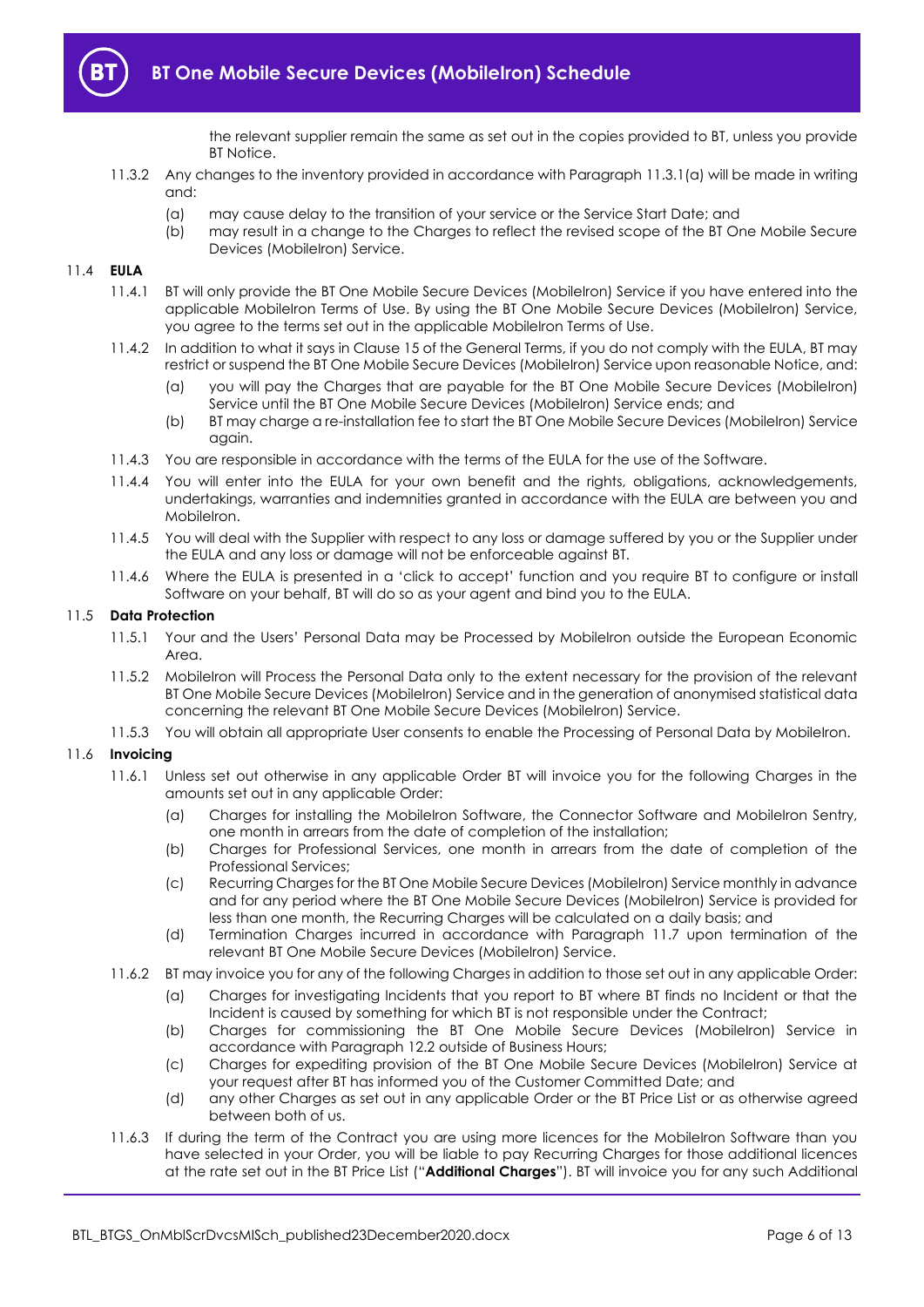the relevant supplier remain the same as set out in the copies provided to BT, unless you provide BT Notice.

11.3.2 Any changes to the inventory provided in accordance with Paragraph 11.3.1(a) will be made in writing and:

(a) may cause delay to the transition of your service or the Service Start Date; and

(b) may result in a change to the Charges to reflect the revised scope of the BT One Mobile Secure Devices (MobileIron) Service.

11.4 **EULA**

11.4.1 BT will only provide the BT One Mobile Secure Devices (MobileIron) Service if you have entered into the applicable MobileIron Terms of Use. By using the BT One Mobile Secure Devices (MobileIron) Service, you agree to the terms set out in the applicable MobileIron Terms of Use.

11.4.2 In addition to what it says in Clause 15 of the General Terms, if you do not comply with the EULA, BT may restrict or suspend the BT One Mobile Secure Devices (MobileIron) Service upon reasonable Notice, and:

(a) you will pay the Charges that are payable for the BT One Mobile Secure Devices (MobileIron) Service until the BT One Mobile Secure Devices (MobileIron) Service ends; and

(b) BT may charge a re-installation fee to start the BT One Mobile Secure Devices (MobileIron) Service again.

11.4.3 You are responsible in accordance with the terms of the EULA for the use of the Software.

11.4.4 You will enter into the EULA for your own benefit and the rights, obligations, acknowledgements, undertakings, warranties and indemnities granted in accordance with the EULA are between you and MobileIron.

11.4.5 You will deal with the Supplier with respect to any loss or damage suffered by you or the Supplier under the EULA and any loss or damage will not be enforceable against BT.

11.4.6 Where the EULA is presented in a 'click to accept' function and you require BT to configure or install Software on your behalf, BT will do so as your agent and bind you to the EULA.

11.5 **Data Protection**

11.5.1 Your and the Users' Personal Data may be Processed by MobileIron outside the European Economic Area.

11.5.2 MobileIron will Process the Personal Data only to the extent necessary for the provision of the relevant BT One Mobile Secure Devices (MobileIron) Service and in the generation of anonymised statistical data concerning the relevant BT One Mobile Secure Devices (MobileIron) Service.

11.5.3 You will obtain all appropriate User consents to enable the Processing of Personal Data by MobileIron.

11.6 **Invoicing**

11.6.1 Unless set out otherwise in any applicable Order BT will invoice you for the following Charges in the amounts set out in any applicable Order:

(a) Charges for installing the MobileIron Software, the Connector Software and MobileIron Sentry, one month in arrears from the date of completion of the installation;

(b) Charges for Professional Services, one month in arrears from the date of completion of the Professional Services;

(c) Recurring Charges for the BT One Mobile Secure Devices (MobileIron) Service monthly in advance and for any period where the BT One Mobile Secure Devices (MobileIron) Service is provided for less than one month, the Recurring Charges will be calculated on a daily basis; and

(d) Termination Charges incurred in accordance with Paragraph 11.7 upon termination of the relevant BT One Mobile Secure Devices (MobileIron) Service.

11.6.2 BT may invoice you for any of the following Charges in addition to those set out in any applicable Order:

(a) Charges for investigating Incidents that you report to BT where BT finds no Incident or that the Incident is caused by something for which BT is not responsible under the Contract;

(b) Charges for commissioning the BT One Mobile Secure Devices (MobileIron) Service in accordance with Paragraph 12.2 outside of Business Hours;

(c) Charges for expediting provision of the BT One Mobile Secure Devices (MobileIron) Service at your request after BT has informed you of the Customer Committed Date; and

(d) any other Charges as set out in any applicable Order or the BT Price List or as otherwise agreed between both of us.

11.6.3 If during the term of the Contract you are using more licences for the MobileIron Software than you have selected in your Order, you will be liable to pay Recurring Charges for those additional licences at the rate set out in the BT Price List ("**Additional Charges**"). BT will invoice you for any such Additional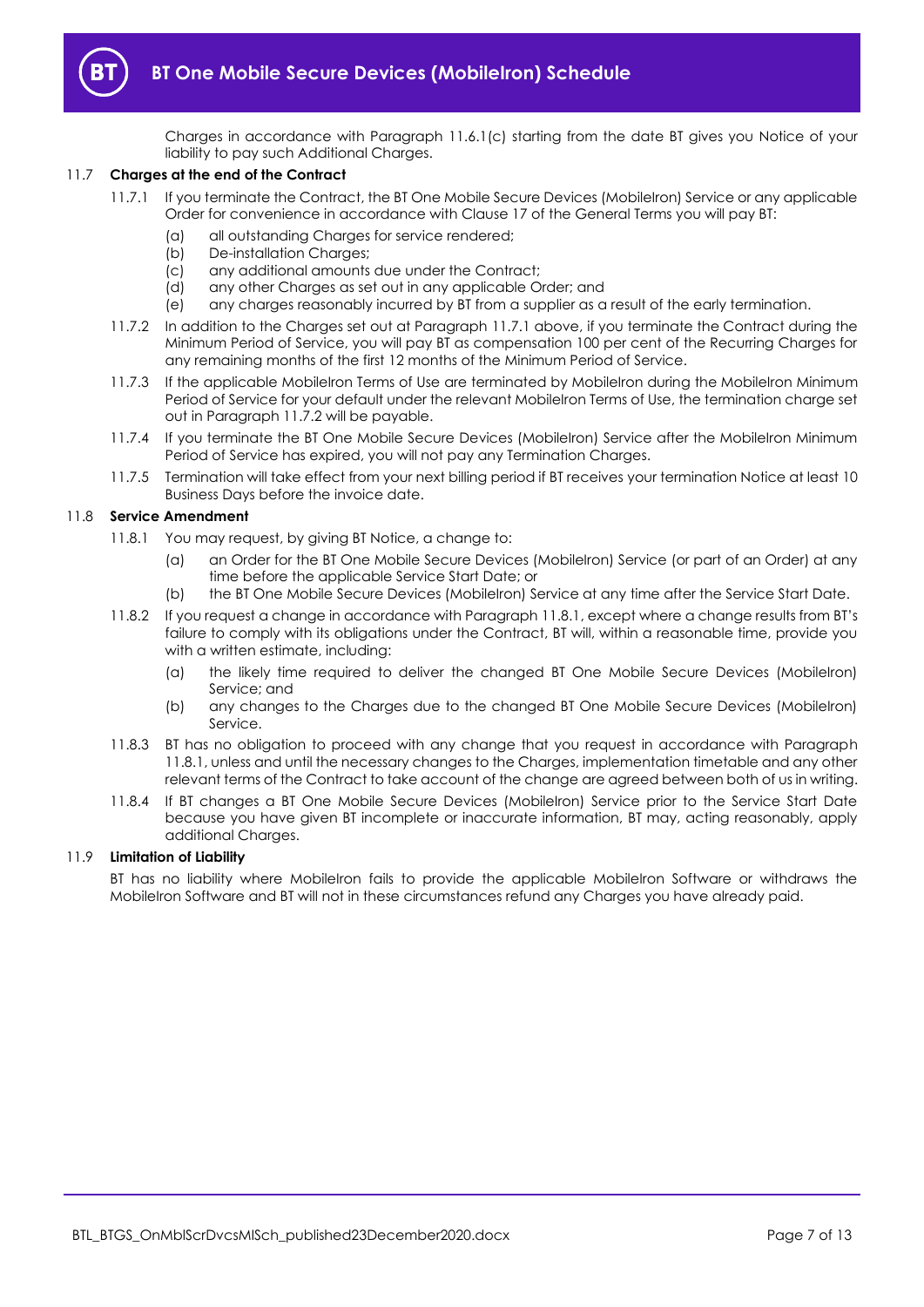Charges in accordance with Paragraph 11.6.1(c) starting from the date BT gives you Notice of your liability to pay such Additional Charges.

11.7 **Charges at the end of the Contract**

11.7.1 If you terminate the Contract, the BT One Mobile Secure Devices (MobileIron) Service or any applicable Order for convenience in accordance with Clause 17 of the General Terms you will pay BT:

(a) all outstanding Charges for service rendered;
(b) De-installation Charges;
(c) any additional amounts due under the Contract;
(d) any other Charges as set out in any applicable Order; and
(e) any charges reasonably incurred by BT from a supplier as a result of the early termination.

11.7.2 In addition to the Charges set out at Paragraph 11.7.1 above, if you terminate the Contract during the Minimum Period of Service, you will pay BT as compensation 100 per cent of the Recurring Charges for any remaining months of the first 12 months of the Minimum Period of Service.

11.7.3 If the applicable MobileIron Terms of Use are terminated by MobileIron during the MobileIron Minimum Period of Service for your default under the relevant MobileIron Terms of Use, the termination charge set out in Paragraph 11.7.2 will be payable.

11.7.4 If you terminate the BT One Mobile Secure Devices (MobileIron) Service after the MobileIron Minimum Period of Service has expired, you will not pay any Termination Charges.

11.7.5 Termination will take effect from your next billing period if BT receives your termination Notice at least 10 Business Days before the invoice date.

11.8 **Service Amendment**

11.8.1 You may request, by giving BT Notice, a change to:

(a) an Order for the BT One Mobile Secure Devices (MobileIron) Service (or part of an Order) at any time before the applicable Service Start Date; or
(b) the BT One Mobile Secure Devices (MobileIron) Service at any time after the Service Start Date.

11.8.2 If you request a change in accordance with Paragraph 11.8.1, except where a change results from BT's failure to comply with its obligations under the Contract, BT will, within a reasonable time, provide you with a written estimate, including:

(a) the likely time required to deliver the changed BT One Mobile Secure Devices (MobileIron) Service; and
(b) any changes to the Charges due to the changed BT One Mobile Secure Devices (MobileIron) Service.

11.8.3 BT has no obligation to proceed with any change that you request in accordance with Paragraph 11.8.1, unless and until the necessary changes to the Charges, implementation timetable and any other relevant terms of the Contract to take account of the change are agreed between both of us in writing.

11.8.4 If BT changes a BT One Mobile Secure Devices (MobileIron) Service prior to the Service Start Date because you have given BT incomplete or inaccurate information, BT may, acting reasonably, apply additional Charges.

11.9 **Limitation of Liability**

BT has no liability where MobileIron fails to provide the applicable MobileIron Software or withdraws the MobileIron Software and BT will not in these circumstances refund any Charges you have already paid.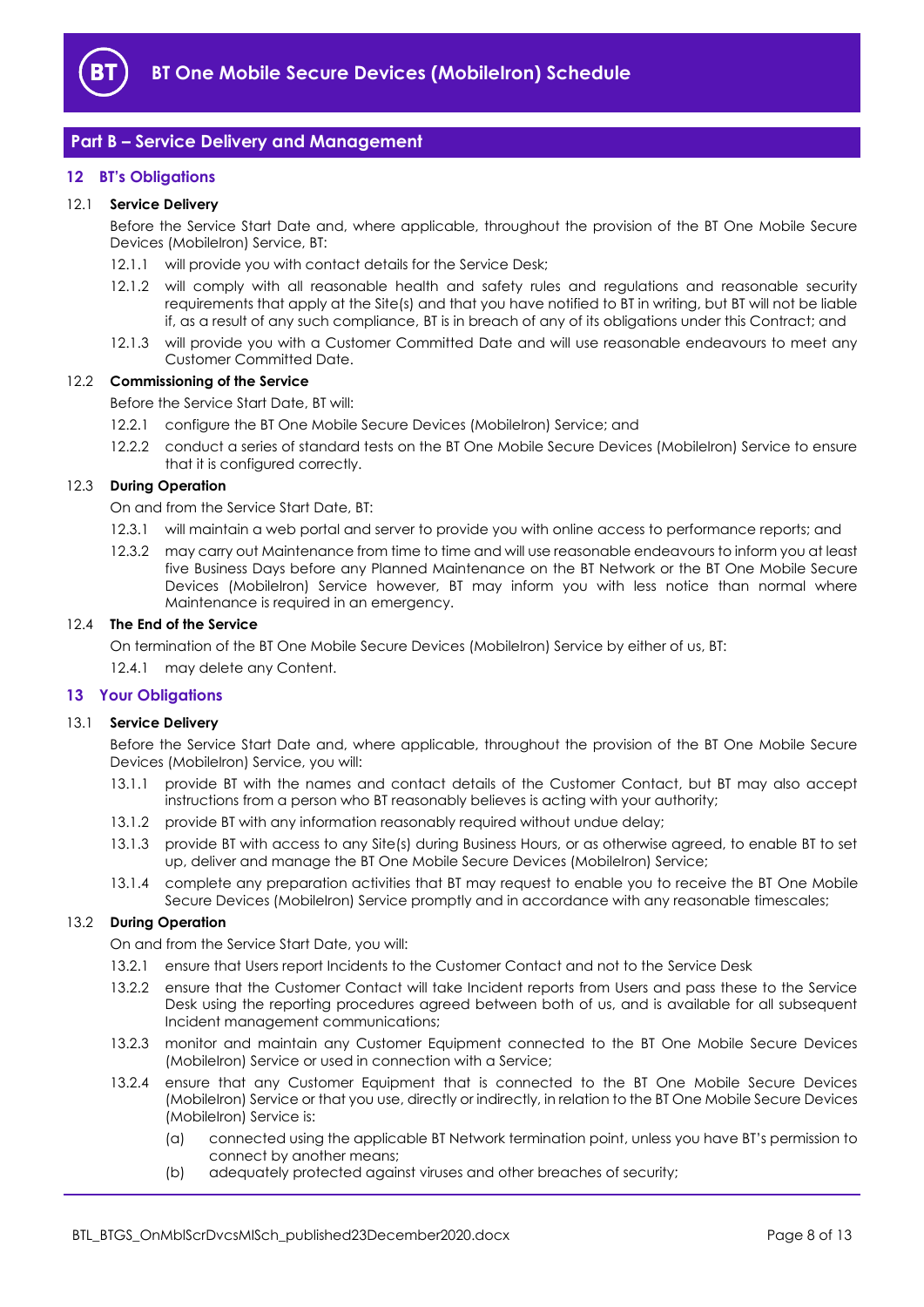## Part B – Service Delivery and Management

### 12 BT's Obligations

**12.1 Service Delivery**

Before the Service Start Date and, where applicable, throughout the provision of the BT One Mobile Secure Devices (MobileIron) Service, BT:

12.1.1 will provide you with contact details for the Service Desk;

12.1.2 will comply with all reasonable health and safety rules and regulations and reasonable security requirements that apply at the Site(s) and that you have notified to BT in writing, but BT will not be liable if, as a result of any such compliance, BT is in breach of any of its obligations under this Contract; and

12.1.3 will provide you with a Customer Committed Date and will use reasonable endeavours to meet any Customer Committed Date.

**12.2 Commissioning of the Service**

Before the Service Start Date, BT will:

12.2.1 configure the BT One Mobile Secure Devices (MobileIron) Service; and

12.2.2 conduct a series of standard tests on the BT One Mobile Secure Devices (MobileIron) Service to ensure that it is configured correctly.

**12.3 During Operation**

On and from the Service Start Date, BT:

12.3.1 will maintain a web portal and server to provide you with online access to performance reports; and

12.3.2 may carry out Maintenance from time to time and will use reasonable endeavours to inform you at least five Business Days before any Planned Maintenance on the BT Network or the BT One Mobile Secure Devices (MobileIron) Service however, BT may inform you with less notice than normal where Maintenance is required in an emergency.

**12.4 The End of the Service**

On termination of the BT One Mobile Secure Devices (MobileIron) Service by either of us, BT:

12.4.1 may delete any Content.

### 13 Your Obligations

**13.1 Service Delivery**

Before the Service Start Date and, where applicable, throughout the provision of the BT One Mobile Secure Devices (MobileIron) Service, you will:

13.1.1 provide BT with the names and contact details of the Customer Contact, but BT may also accept instructions from a person who BT reasonably believes is acting with your authority;

13.1.2 provide BT with any information reasonably required without undue delay;

13.1.3 provide BT with access to any Site(s) during Business Hours, or as otherwise agreed, to enable BT to set up, deliver and manage the BT One Mobile Secure Devices (MobileIron) Service;

13.1.4 complete any preparation activities that BT may request to enable you to receive the BT One Mobile Secure Devices (MobileIron) Service promptly and in accordance with any reasonable timescales;

**13.2 During Operation**

On and from the Service Start Date, you will:

13.2.1 ensure that Users report Incidents to the Customer Contact and not to the Service Desk

13.2.2 ensure that the Customer Contact will take Incident reports from Users and pass these to the Service Desk using the reporting procedures agreed between both of us, and is available for all subsequent Incident management communications;

13.2.3 monitor and maintain any Customer Equipment connected to the BT One Mobile Secure Devices (MobileIron) Service or used in connection with a Service;

13.2.4 ensure that any Customer Equipment that is connected to the BT One Mobile Secure Devices (MobileIron) Service or that you use, directly or indirectly, in relation to the BT One Mobile Secure Devices (MobileIron) Service is:

(a) connected using the applicable BT Network termination point, unless you have BT's permission to connect by another means;

(b) adequately protected against viruses and other breaches of security;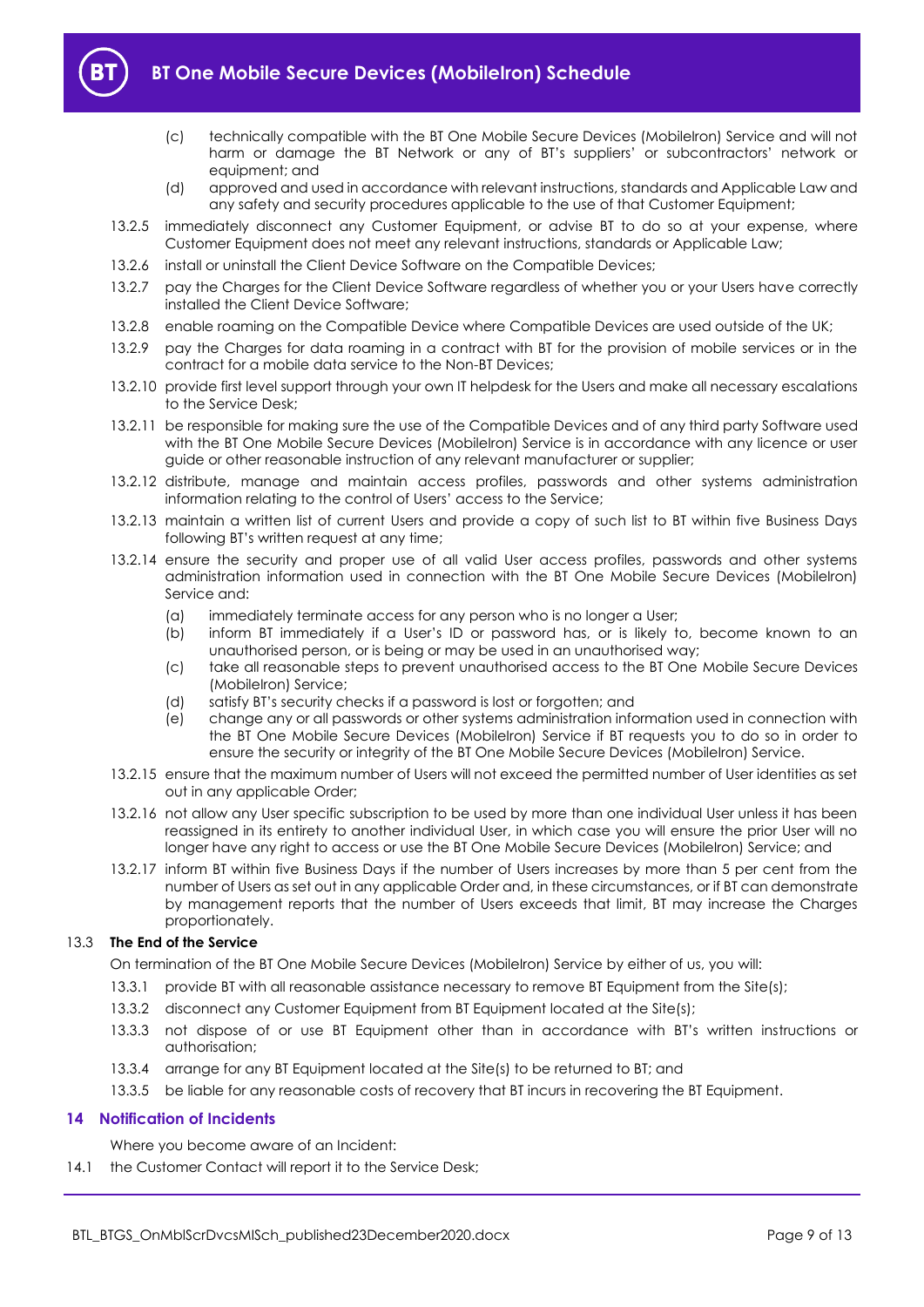(c) technically compatible with the BT One Mobile Secure Devices (MobileIron) Service and will not harm or damage the BT Network or any of BT's suppliers' or subcontractors' network or equipment; and

(d) approved and used in accordance with relevant instructions, standards and Applicable Law and any safety and security procedures applicable to the use of that Customer Equipment;

13.2.5 immediately disconnect any Customer Equipment, or advise BT to do so at your expense, where Customer Equipment does not meet any relevant instructions, standards or Applicable Law;

13.2.6 install or uninstall the Client Device Software on the Compatible Devices;

13.2.7 pay the Charges for the Client Device Software regardless of whether you or your Users have correctly installed the Client Device Software;

13.2.8 enable roaming on the Compatible Device where Compatible Devices are used outside of the UK;

13.2.9 pay the Charges for data roaming in a contract with BT for the provision of mobile services or in the contract for a mobile data service to the Non-BT Devices;

13.2.10 provide first level support through your own IT helpdesk for the Users and make all necessary escalations to the Service Desk;

13.2.11 be responsible for making sure the use of the Compatible Devices and of any third party Software used with the BT One Mobile Secure Devices (MobileIron) Service is in accordance with any licence or user guide or other reasonable instruction of any relevant manufacturer or supplier;

13.2.12 distribute, manage and maintain access profiles, passwords and other systems administration information relating to the control of Users' access to the Service;

13.2.13 maintain a written list of current Users and provide a copy of such list to BT within five Business Days following BT's written request at any time;

13.2.14 ensure the security and proper use of all valid User access profiles, passwords and other systems administration information used in connection with the BT One Mobile Secure Devices (MobileIron) Service and:

(a) immediately terminate access for any person who is no longer a User;

(b) inform BT immediately if a User's ID or password has, or is likely to, become known to an unauthorised person, or is being or may be used in an unauthorised way;

(c) take all reasonable steps to prevent unauthorised access to the BT One Mobile Secure Devices (MobileIron) Service;

(d) satisfy BT's security checks if a password is lost or forgotten; and

(e) change any or all passwords or other systems administration information used in connection with the BT One Mobile Secure Devices (MobileIron) Service if BT requests you to do so in order to ensure the security or integrity of the BT One Mobile Secure Devices (MobileIron) Service.

13.2.15 ensure that the maximum number of Users will not exceed the permitted number of User identities as set out in any applicable Order;

13.2.16 not allow any User specific subscription to be used by more than one individual User unless it has been reassigned in its entirety to another individual User, in which case you will ensure the prior User will no longer have any right to access or use the BT One Mobile Secure Devices (MobileIron) Service; and

13.2.17 inform BT within five Business Days if the number of Users increases by more than 5 per cent from the number of Users as set out in any applicable Order and, in these circumstances, or if BT can demonstrate by management reports that the number of Users exceeds that limit, BT may increase the Charges proportionately.

13.3 **The End of the Service**

On termination of the BT One Mobile Secure Devices (MobileIron) Service by either of us, you will:

13.3.1 provide BT with all reasonable assistance necessary to remove BT Equipment from the Site(s);

13.3.2 disconnect any Customer Equipment from BT Equipment located at the Site(s);

13.3.3 not dispose of or use BT Equipment other than in accordance with BT's written instructions or authorisation;

13.3.4 arrange for any BT Equipment located at the Site(s) to be returned to BT; and

13.3.5 be liable for any reasonable costs of recovery that BT incurs in recovering the BT Equipment.

## 14 Notification of Incidents

Where you become aware of an Incident:

14.1 the Customer Contact will report it to the Service Desk;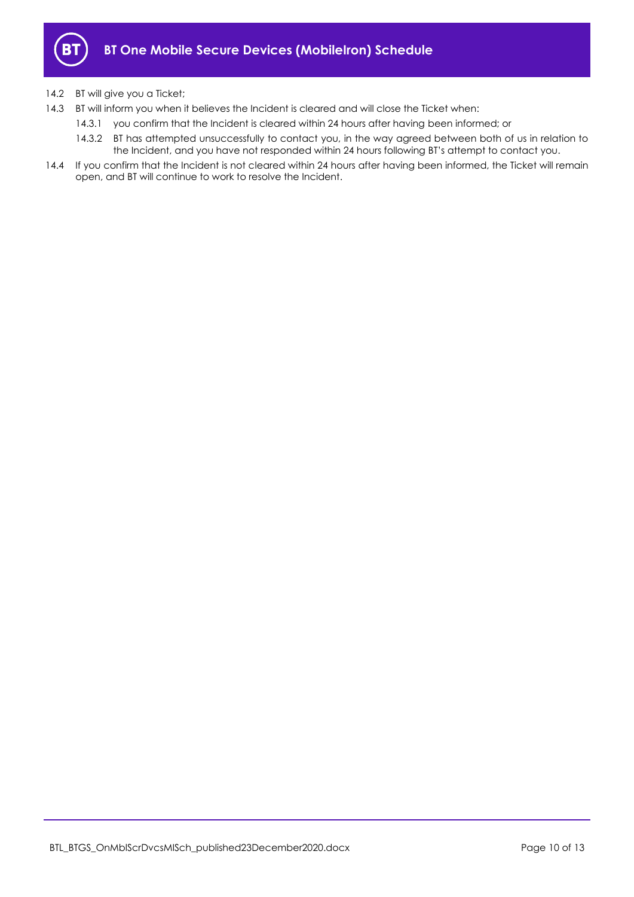14.2 BT will give you a Ticket;

14.3 BT will inform you when it believes the Incident is cleared and will close the Ticket when:

14.3.1 you confirm that the Incident is cleared within 24 hours after having been informed; or

14.3.2 BT has attempted unsuccessfully to contact you, in the way agreed between both of us in relation to the Incident, and you have not responded within 24 hours following BT's attempt to contact you.

14.4 If you confirm that the Incident is not cleared within 24 hours after having been informed, the Ticket will remain open, and BT will continue to work to resolve the Incident.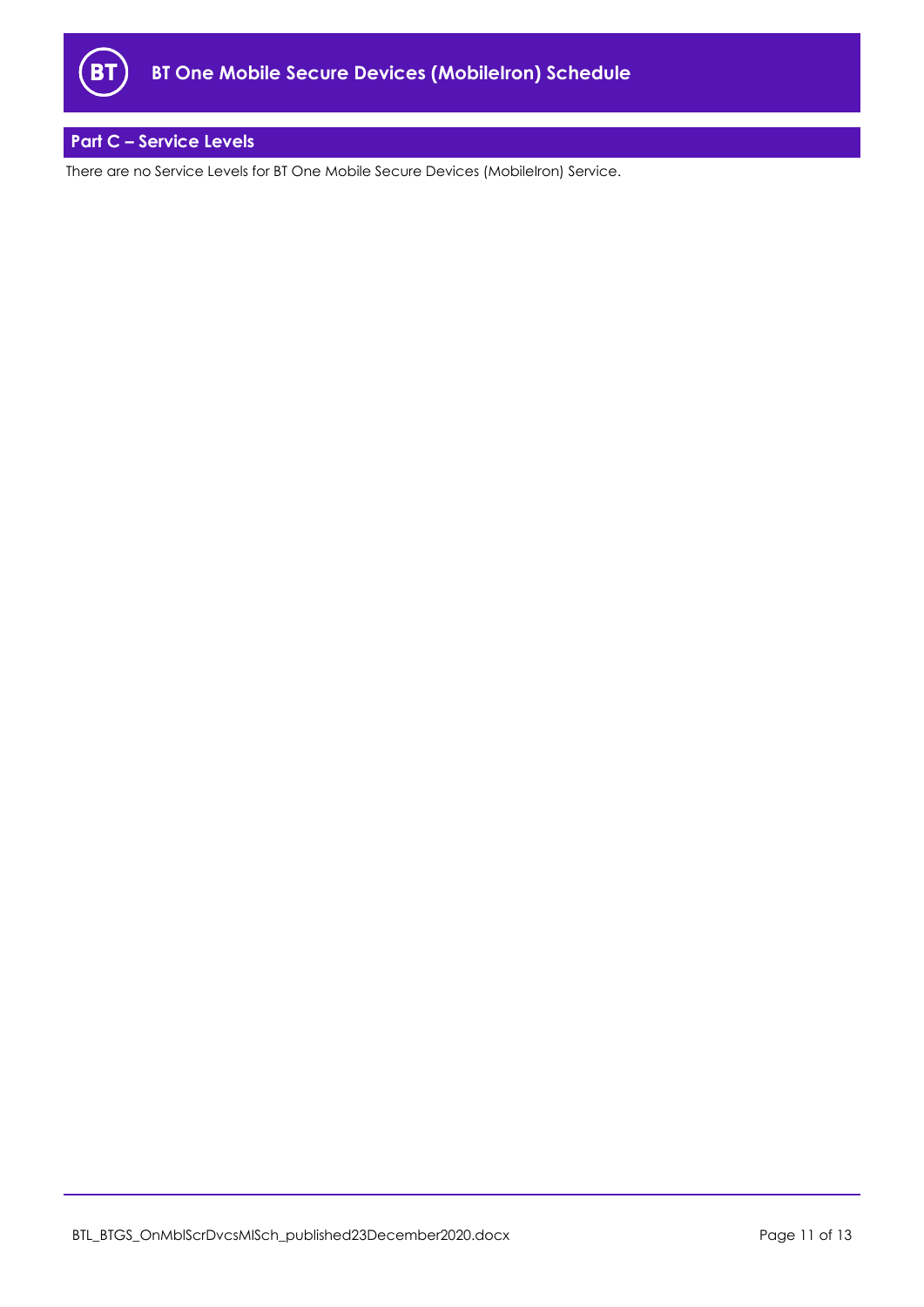## Part C – Service Levels

There are no Service Levels for BT One Mobile Secure Devices (MobileIron) Service.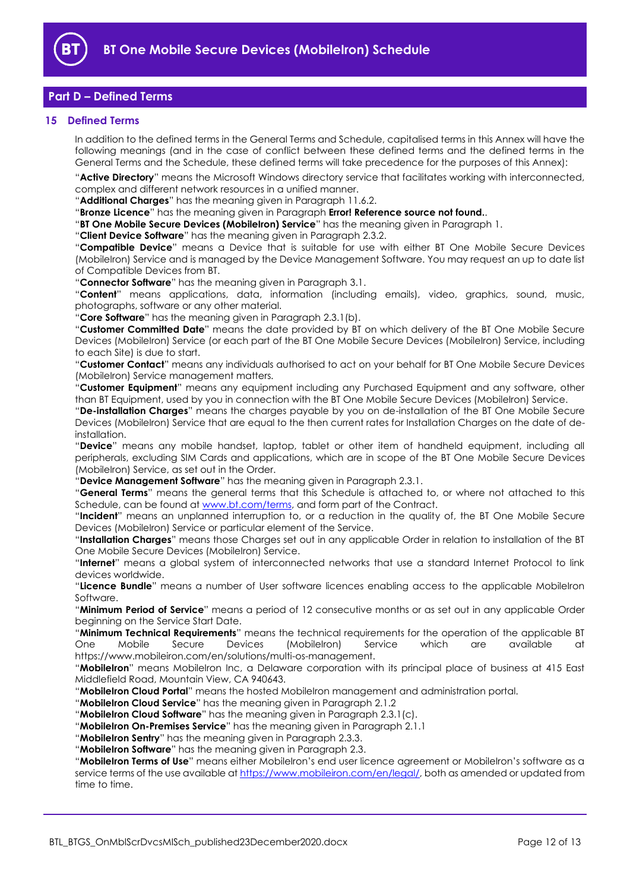## Part D – Defined Terms

### 15 Defined Terms

In addition to the defined terms in the General Terms and Schedule, capitalised terms in this Annex will have the following meanings (and in the case of conflict between these defined terms and the defined terms in the General Terms and the Schedule, these defined terms will take precedence for the purposes of this Annex):

"**Active Directory**" means the Microsoft Windows directory service that facilitates working with interconnected, complex and different network resources in a unified manner.

"**Additional Charges**" has the meaning given in Paragraph 11.6.2.

"**Bronze Licence**" has the meaning given in Paragraph **Error! Reference source not found.**.

"**BT One Mobile Secure Devices (MobileIron) Service**" has the meaning given in Paragraph 1.

"**Client Device Software**" has the meaning given in Paragraph 2.3.2.

"**Compatible Device**" means a Device that is suitable for use with either BT One Mobile Secure Devices (MobileIron) Service and is managed by the Device Management Software. You may request an up to date list of Compatible Devices from BT.

"**Connector Software**" has the meaning given in Paragraph 3.1.

"**Content**" means applications, data, information (including emails), video, graphics, sound, music, photographs, software or any other material.

"**Core Software**" has the meaning given in Paragraph 2.3.1(b).

"**Customer Committed Date**" means the date provided by BT on which delivery of the BT One Mobile Secure Devices (MobileIron) Service (or each part of the BT One Mobile Secure Devices (MobileIron) Service, including to each Site) is due to start.

"**Customer Contact**" means any individuals authorised to act on your behalf for BT One Mobile Secure Devices (MobileIron) Service management matters.

"**Customer Equipment**" means any equipment including any Purchased Equipment and any software, other than BT Equipment, used by you in connection with the BT One Mobile Secure Devices (MobileIron) Service.

"**De-installation Charges**" means the charges payable by you on de-installation of the BT One Mobile Secure Devices (MobileIron) Service that are equal to the then current rates for Installation Charges on the date of de-installation.

"**Device**" means any mobile handset, laptop, tablet or other item of handheld equipment, including all peripherals, excluding SIM Cards and applications, which are in scope of the BT One Mobile Secure Devices (MobileIron) Service, as set out in the Order.

"**Device Management Software**" has the meaning given in Paragraph 2.3.1.

"**General Terms**" means the general terms that this Schedule is attached to, or where not attached to this Schedule, can be found at www.bt.com/terms, and form part of the Contract.

"**Incident**" means an unplanned interruption to, or a reduction in the quality of, the BT One Mobile Secure Devices (MobileIron) Service or particular element of the Service.

"**Installation Charges**" means those Charges set out in any applicable Order in relation to installation of the BT One Mobile Secure Devices (MobileIron) Service.

"**Internet**" means a global system of interconnected networks that use a standard Internet Protocol to link devices worldwide.

"**Licence Bundle**" means a number of User software licences enabling access to the applicable MobileIron Software.

"**Minimum Period of Service**" means a period of 12 consecutive months or as set out in any applicable Order beginning on the Service Start Date.

"**Minimum Technical Requirements**" means the technical requirements for the operation of the applicable BT One Mobile Secure Devices (MobileIron) Service which are available at https://www.mobileiron.com/en/solutions/multi-os-management.

"**MobileIron**" means MobileIron Inc, a Delaware corporation with its principal place of business at 415 East Middlefield Road, Mountain View, CA 940643.

"**MobileIron Cloud Portal**" means the hosted MobileIron management and administration portal.

"**MobileIron Cloud Service**" has the meaning given in Paragraph 2.1.2

"**MobileIron Cloud Software**" has the meaning given in Paragraph 2.3.1(c).

"**MobileIron On-Premises Service**" has the meaning given in Paragraph 2.1.1

"**MobileIron Sentry**" has the meaning given in Paragraph 2.3.3.

"**MobileIron Software**" has the meaning given in Paragraph 2.3.

"**MobileIron Terms of Use**" means either MobileIron's end user licence agreement or MobileIron's software as a service terms of the use available at https://www.mobileiron.com/en/legal/, both as amended or updated from time to time.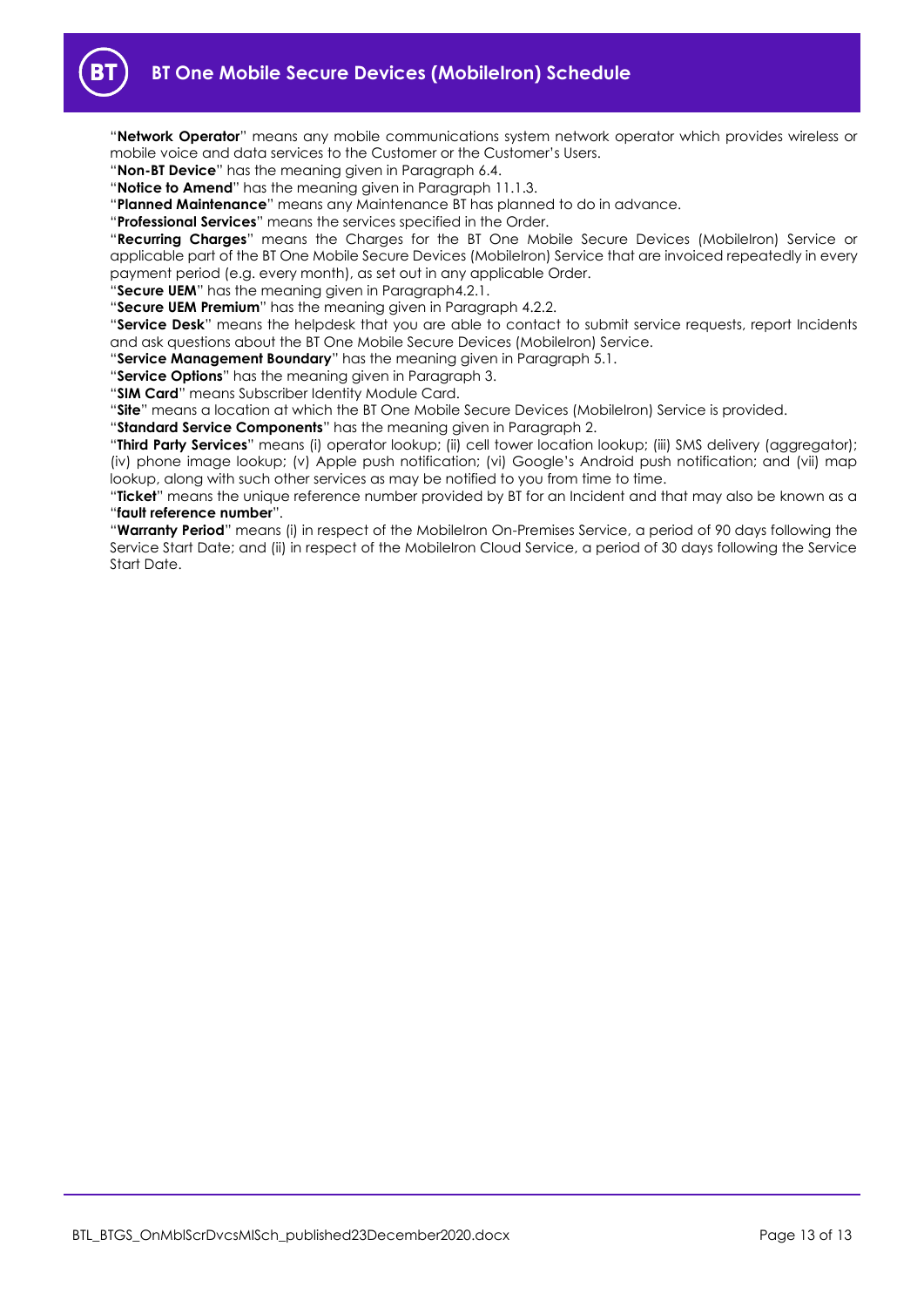"**Network Operator**" means any mobile communications system network operator which provides wireless or mobile voice and data services to the Customer or the Customer's Users.

"**Non-BT Device**" has the meaning given in Paragraph 6.4.

"**Notice to Amend**" has the meaning given in Paragraph 11.1.3.

"**Planned Maintenance**" means any Maintenance BT has planned to do in advance.

"**Professional Services**" means the services specified in the Order.

"**Recurring Charges**" means the Charges for the BT One Mobile Secure Devices (MobileIron) Service or applicable part of the BT One Mobile Secure Devices (MobileIron) Service that are invoiced repeatedly in every payment period (e.g. every month), as set out in any applicable Order.

"**Secure UEM**" has the meaning given in Paragraph4.2.1.

"**Secure UEM Premium**" has the meaning given in Paragraph 4.2.2.

"**Service Desk**" means the helpdesk that you are able to contact to submit service requests, report Incidents and ask questions about the BT One Mobile Secure Devices (MobileIron) Service.

"**Service Management Boundary**" has the meaning given in Paragraph 5.1.

"**Service Options**" has the meaning given in Paragraph 3.

"**SIM Card**" means Subscriber Identity Module Card.

"**Site**" means a location at which the BT One Mobile Secure Devices (MobileIron) Service is provided.

"**Standard Service Components**" has the meaning given in Paragraph 2.

"**Third Party Services**" means (i) operator lookup; (ii) cell tower location lookup; (iii) SMS delivery (aggregator); (iv) phone image lookup; (v) Apple push notification; (vi) Google's Android push notification; and (vii) map lookup, along with such other services as may be notified to you from time to time.

"**Ticket**" means the unique reference number provided by BT for an Incident and that may also be known as a "**fault reference number**".

"**Warranty Period**" means (i) in respect of the MobileIron On-Premises Service, a period of 90 days following the Service Start Date; and (ii) in respect of the MobileIron Cloud Service, a period of 30 days following the Service Start Date.